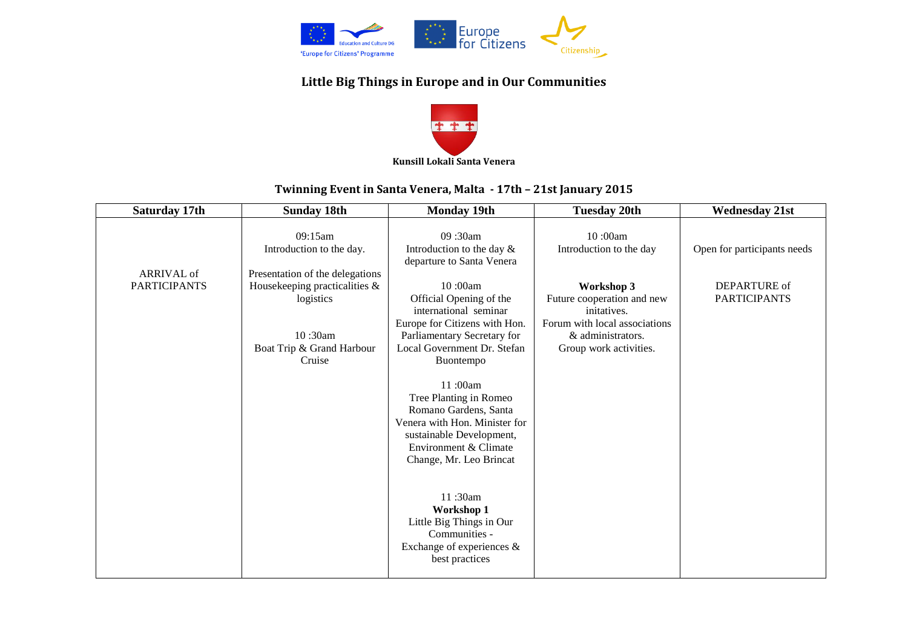'Europe for Citizens' Programme

Education and Culture DG

Europe for Citizens

Citizenship

# Little Big Things in Europe and in Our Communities

**Kunsill Lokali Santa Venera**

## Twinning Event in Santa Venera, Malta - 17th – 21st January 2015

| Saturday 17th | Sunday 18th | Monday 19th | Tuesday 20th | Wednesday 21st |
|---|---|---|---|---|
| ARRIVAL of PARTICIPANTS | 09:15am<br>Introduction to the day.<br><br>Presentation of the delegations<br>Housekeeping practicalities & logistics<br><br>10 :30am<br>Boat Trip & Grand Harbour Cruise | 09 :30am<br>Introduction to the day & departure to Santa Venera<br><br>10 :00am<br>Official Opening of the international seminar Europe for Citizens with Hon. Parliamentary Secretary for Local Government Dr. Stefan Buontempo<br><br>11 :00am<br>Tree Planting in Romeo Romano Gardens, Santa Venera with Hon. Minister for sustainable Development, Environment & Climate Change, Mr. Leo Brincat<br><br>11 :30am<br>**Workshop 1**<br>Little Big Things in Our Communities -<br>Exchange of experiences & best practices | 10 :00am<br>Introduction to the day<br><br>**Workshop 3**<br>Future cooperation and new initatives.<br>Forum with local associations & administrators.<br>Group work activities. | Open for participants needs<br><br>DEPARTURE of PARTICIPANTS |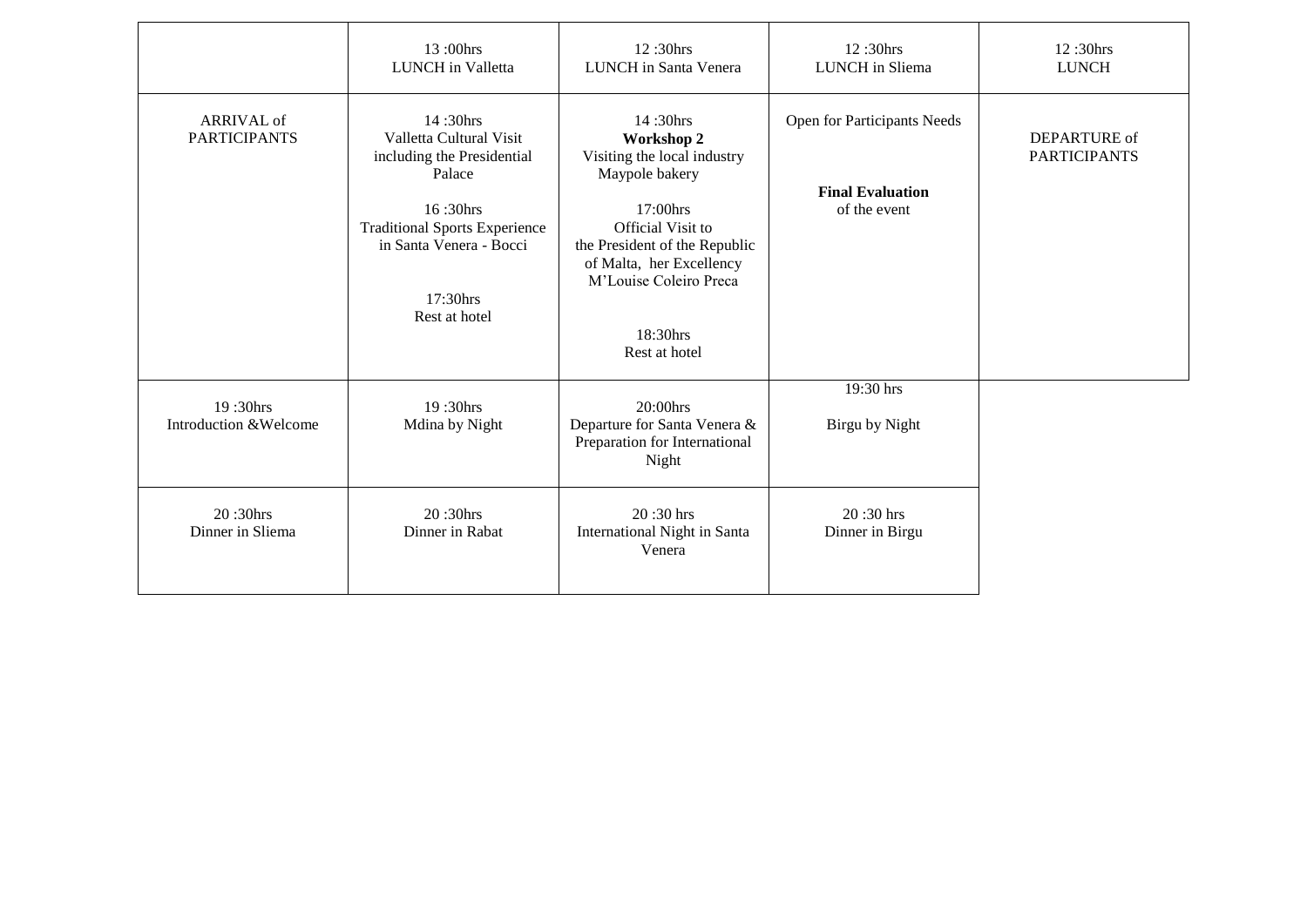| | | | | |
|---|---|---|---|---|
| | 13 :00hrs<br>LUNCH in Valletta | 12 :30hrs<br>LUNCH in Santa Venera | 12 :30hrs<br>LUNCH in Sliema | 12 :30hrs<br>LUNCH |
| ARRIVAL of PARTICIPANTS | 14 :30hrs<br>Valletta Cultural Visit including the Presidential Palace<br><br>16 :30hrs<br>Traditional Sports Experience in Santa Venera - Bocci<br><br>17:30hrs<br>Rest at hotel | 14 :30hrs<br>**Workshop 2**<br>Visiting the local industry Maypole bakery<br><br>17:00hrs<br>Official Visit to the President of the Republic of Malta, her Excellency M'Louise Coleiro Preca<br><br>18:30hrs<br>Rest at hotel | Open for Participants Needs<br><br>**Final Evaluation**<br>of the event | DEPARTURE of PARTICIPANTS |
| 19 :30hrs<br>Introduction &Welcome | 19 :30hrs<br>Mdina by Night | 20:00hrs<br>Departure for Santa Venera & Preparation for International Night | 19:30 hrs<br><br>Birgu by Night | |
| 20 :30hrs<br>Dinner in Sliema | 20 :30hrs<br>Dinner in Rabat | 20 :30 hrs<br>International Night in Santa Venera | 20 :30 hrs<br>Dinner in Birgu | |